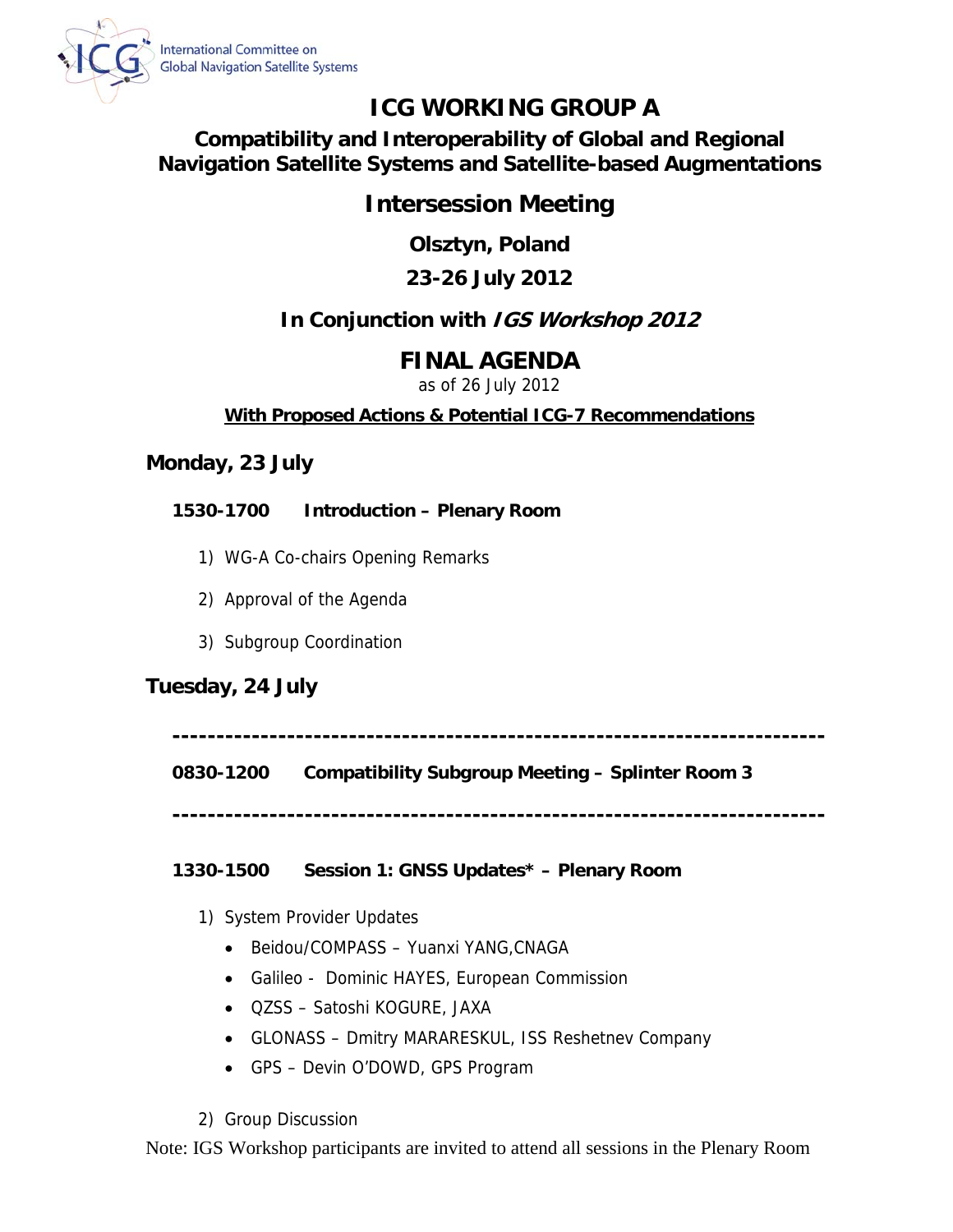International Committee on Global Navigation Satellite Systems

# ICG WORKING GROUP A

## Compatibility and Interoperability of Global and Regional Navigation Satellite Systems and Satellite-based Augmentations

## Intersession Meeting

### Olsztyn, Poland

### 23-26 July 2012

### In Conjunction with *IGS Workshop 2012*

## FINAL AGENDA

as of 26 July 2012

**With Proposed Actions & Potential ICG-7 Recommendations**

### Monday, 23 July

**1530-1700 Introduction – Plenary Room**

1) WG-A Co-chairs Opening Remarks
2) Approval of the Agenda
3) Subgroup Coordination

### Tuesday, 24 July

------------------------------------------------------------------------

**0830-1200 Compatibility Subgroup Meeting – Splinter Room 3**

------------------------------------------------------------------------

**1330-1500 Session 1: GNSS Updates* – Plenary Room**

1) System Provider Updates
   - Beidou/COMPASS – Yuanxi YANG,CNAGA
   - Galileo - Dominic HAYES, European Commission
   - QZSS – Satoshi KOGURE, JAXA
   - GLONASS – Dmitry MARARESKUL, ISS Reshetnev Company
   - GPS – Devin O'DOWD, GPS Program
2) Group Discussion

Note: IGS Workshop participants are invited to attend all sessions in the Plenary Room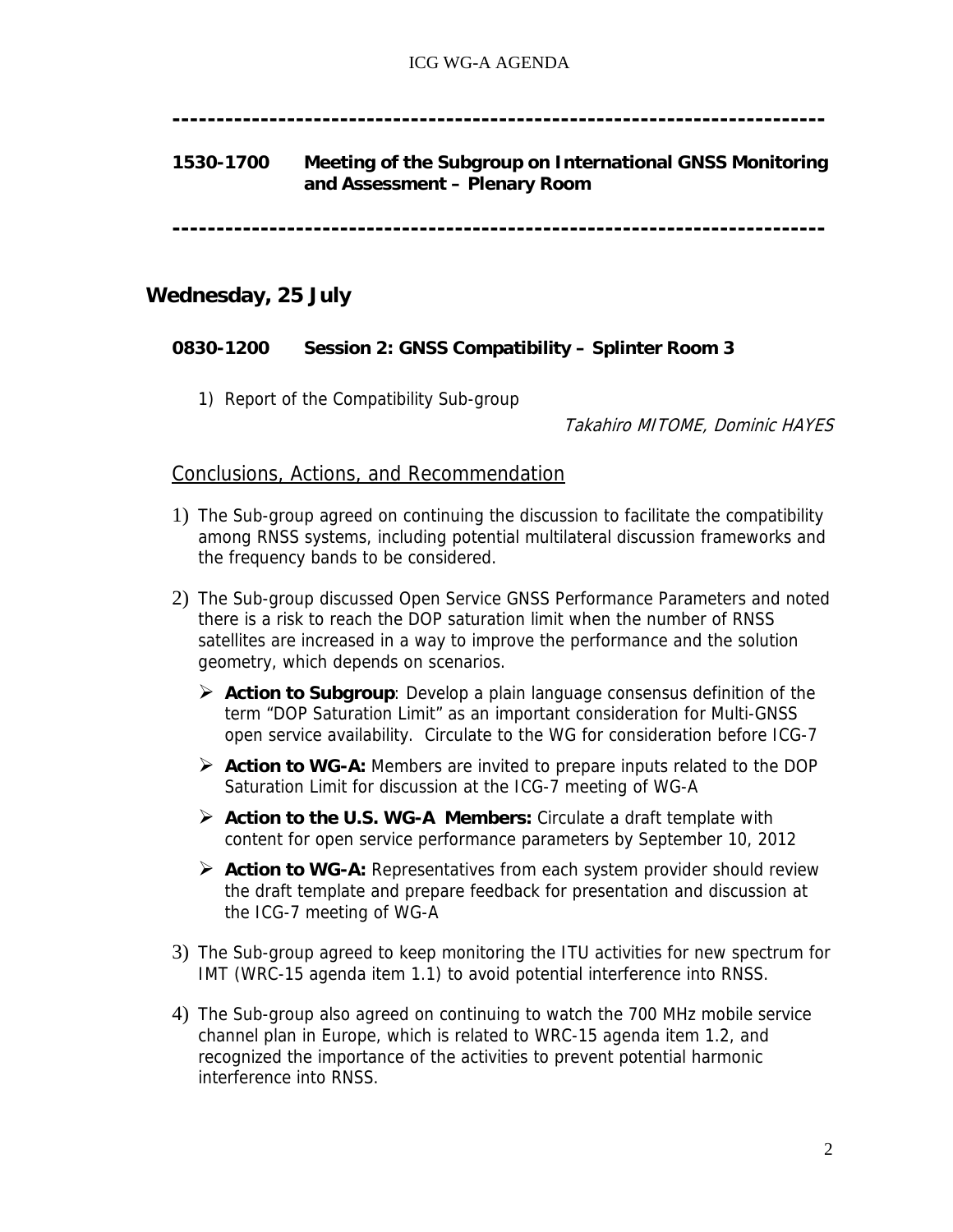---

**1530-1700 Meeting of the Subgroup on International GNSS Monitoring and Assessment – Plenary Room**

---

## Wednesday, 25 July

**0830-1200 Session 2: GNSS Compatibility – Splinter Room 3**

1) Report of the Compatibility Sub-group

*Takahiro MITOME, Dominic HAYES*

### Conclusions, Actions, and Recommendation

1) The Sub-group agreed on continuing the discussion to facilitate the compatibility among RNSS systems, including potential multilateral discussion frameworks and the frequency bands to be considered.

2) The Sub-group discussed Open Service GNSS Performance Parameters and noted there is a risk to reach the DOP saturation limit when the number of RNSS satellites are increased in a way to improve the performance and the solution geometry, which depends on scenarios.

   - **Action to Subgroup**: Develop a plain language consensus definition of the term "DOP Saturation Limit" as an important consideration for Multi-GNSS open service availability. Circulate to the WG for consideration before ICG-7
   - **Action to WG-A:** Members are invited to prepare inputs related to the DOP Saturation Limit for discussion at the ICG-7 meeting of WG-A
   - **Action to the U.S. WG-A Members:** Circulate a draft template with content for open service performance parameters by September 10, 2012
   - **Action to WG-A:** Representatives from each system provider should review the draft template and prepare feedback for presentation and discussion at the ICG-7 meeting of WG-A

3) The Sub-group agreed to keep monitoring the ITU activities for new spectrum for IMT (WRC-15 agenda item 1.1) to avoid potential interference into RNSS.

4) The Sub-group also agreed on continuing to watch the 700 MHz mobile service channel plan in Europe, which is related to WRC-15 agenda item 1.2, and recognized the importance of the activities to prevent potential harmonic interference into RNSS.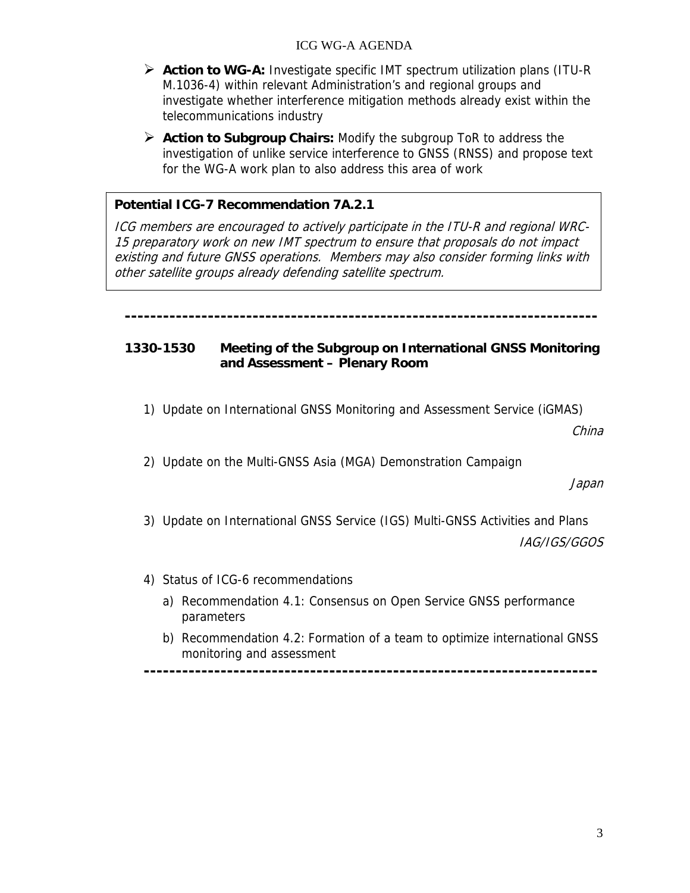- **Action to WG-A:** Investigate specific IMT spectrum utilization plans (ITU-R M.1036-4) within relevant Administration's and regional groups and investigate whether interference mitigation methods already exist within the telecommunications industry
- **Action to Subgroup Chairs:** Modify the subgroup ToR to address the investigation of unlike service interference to GNSS (RNSS) and propose text for the WG-A work plan to also address this area of work

**Potential ICG-7 Recommendation 7A.2.1**

*ICG members are encouraged to actively participate in the ITU-R and regional WRC-15 preparatory work on new IMT spectrum to ensure that proposals do not impact existing and future GNSS operations. Members may also consider forming links with other satellite groups already defending satellite spectrum.*

---

**1330-1530 Meeting of the Subgroup on International GNSS Monitoring and Assessment – Plenary Room**

1) Update on International GNSS Monitoring and Assessment Service (iGMAS)

   *China*

2) Update on the Multi-GNSS Asia (MGA) Demonstration Campaign

   *Japan*

3) Update on International GNSS Service (IGS) Multi-GNSS Activities and Plans

   *IAG/IGS/GGOS*

4) Status of ICG-6 recommendations
   a) Recommendation 4.1: Consensus on Open Service GNSS performance parameters
   b) Recommendation 4.2: Formation of a team to optimize international GNSS monitoring and assessment

---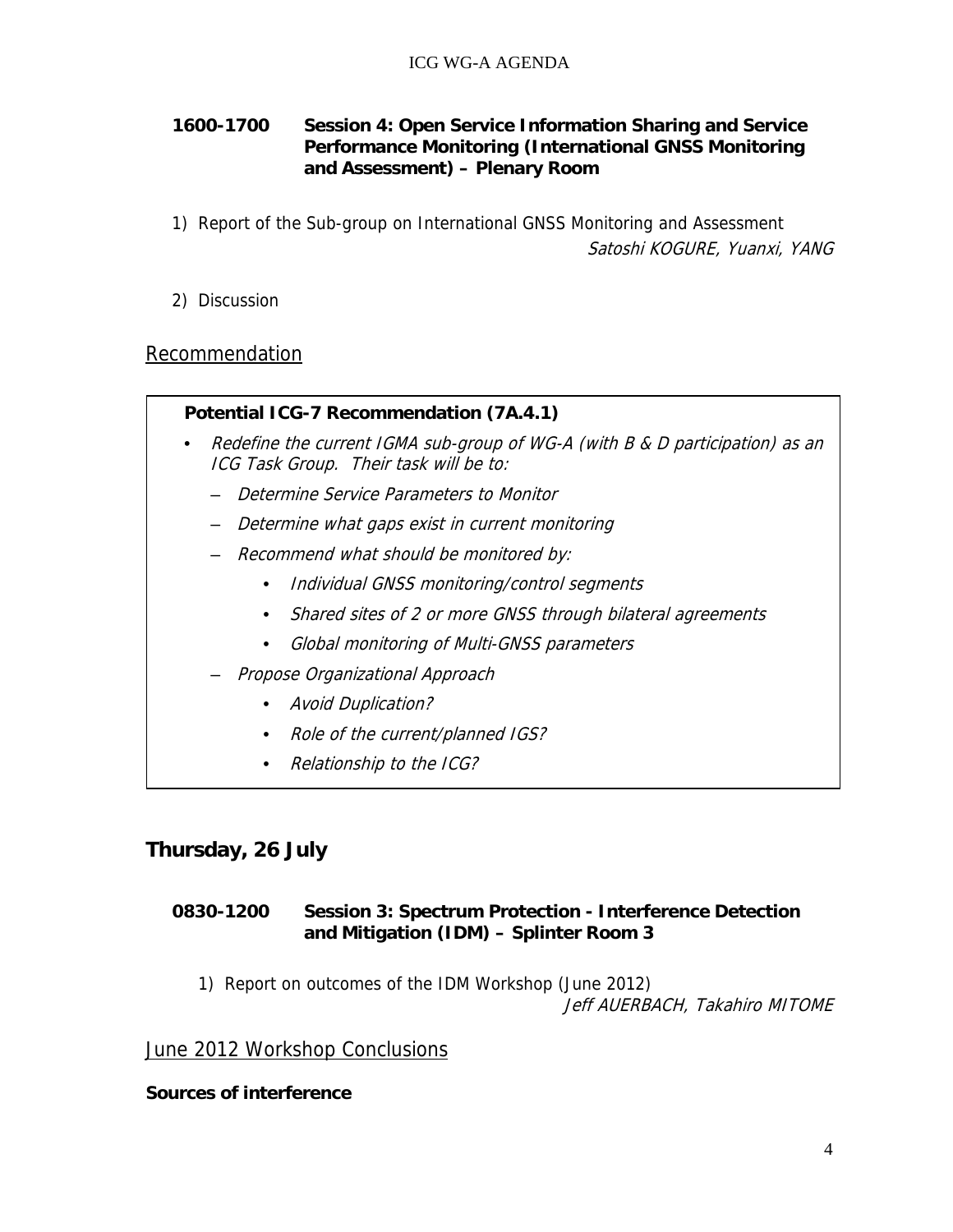**1600-1700 Session 4: Open Service Information Sharing and Service Performance Monitoring (International GNSS Monitoring and Assessment) – Plenary Room**

1) Report of the Sub-group on International GNSS Monitoring and Assessment
*Satoshi KOGURE, Yuanxi, YANG*

2) Discussion

## Recommendation

**Potential ICG-7 Recommendation (7A.4.1)**

- *Redefine the current IGMA sub-group of WG-A (with B & D participation) as an ICG Task Group. Their task will be to:*
  - *Determine Service Parameters to Monitor*
  - *Determine what gaps exist in current monitoring*
  - *Recommend what should be monitored by:*
    - *Individual GNSS monitoring/control segments*
    - *Shared sites of 2 or more GNSS through bilateral agreements*
    - *Global monitoring of Multi-GNSS parameters*
  - *Propose Organizational Approach*
    - *Avoid Duplication?*
    - *Role of the current/planned IGS?*
    - *Relationship to the ICG?*

## Thursday, 26 July

**0830-1200 Session 3: Spectrum Protection - Interference Detection and Mitigation (IDM) – Splinter Room 3**

1) Report on outcomes of the IDM Workshop (June 2012)
*Jeff AUERBACH, Takahiro MITOME*

## June 2012 Workshop Conclusions

**Sources of interference**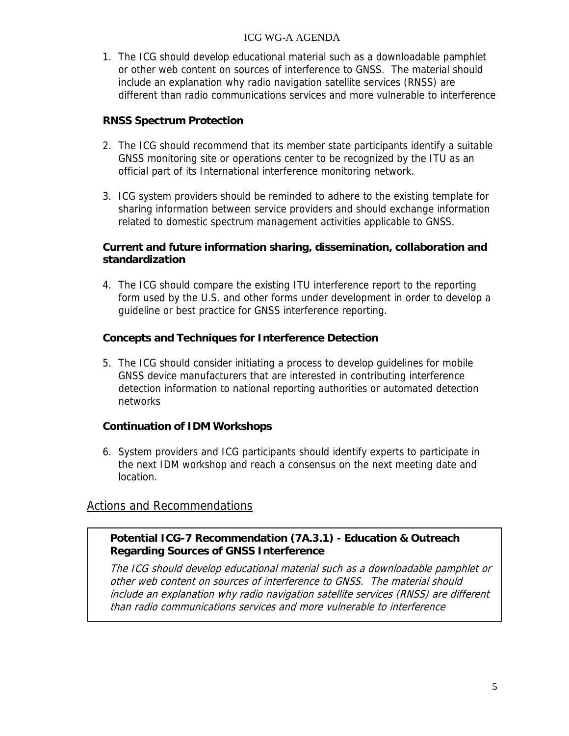1. The ICG should develop educational material such as a downloadable pamphlet or other web content on sources of interference to GNSS. The material should include an explanation why radio navigation satellite services (RNSS) are different than radio communications services and more vulnerable to interference

**RNSS Spectrum Protection**

2. The ICG should recommend that its member state participants identify a suitable GNSS monitoring site or operations center to be recognized by the ITU as an official part of its International interference monitoring network.

3. ICG system providers should be reminded to adhere to the existing template for sharing information between service providers and should exchange information related to domestic spectrum management activities applicable to GNSS.

**Current and future information sharing, dissemination, collaboration and standardization**

4. The ICG should compare the existing ITU interference report to the reporting form used by the U.S. and other forms under development in order to develop a guideline or best practice for GNSS interference reporting.

**Concepts and Techniques for Interference Detection**

5. The ICG should consider initiating a process to develop guidelines for mobile GNSS device manufacturers that are interested in contributing interference detection information to national reporting authorities or automated detection networks

**Continuation of IDM Workshops**

6. System providers and ICG participants should identify experts to participate in the next IDM workshop and reach a consensus on the next meeting date and location.

## Actions and Recommendations

**Potential ICG-7 Recommendation (7A.3.1) - Education & Outreach Regarding Sources of GNSS Interference**

*The ICG should develop educational material such as a downloadable pamphlet or other web content on sources of interference to GNSS. The material should include an explanation why radio navigation satellite services (RNSS) are different than radio communications services and more vulnerable to interference*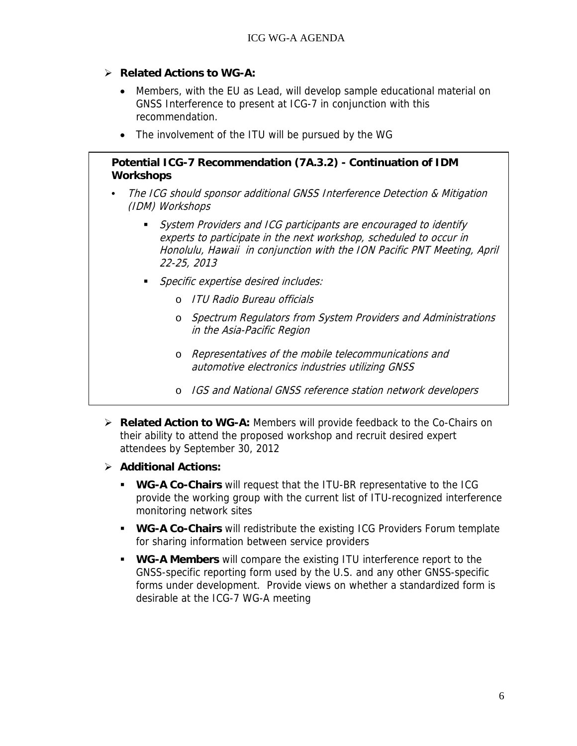- **Related Actions to WG-A:**
  - Members, with the EU as Lead, will develop sample educational material on GNSS Interference to present at ICG-7 in conjunction with this recommendation.
  - The involvement of the ITU will be pursued by the WG

**Potential ICG-7 Recommendation (7A.3.2) - Continuation of IDM Workshops**

- *The ICG should sponsor additional GNSS Interference Detection & Mitigation (IDM) Workshops*
  - *System Providers and ICG participants are encouraged to identify experts to participate in the next workshop, scheduled to occur in Honolulu, Hawaii in conjunction with the ION Pacific PNT Meeting, April 22-25, 2013*
  - *Specific expertise desired includes:*
    - *ITU Radio Bureau officials*
    - *Spectrum Regulators from System Providers and Administrations in the Asia-Pacific Region*
    - *Representatives of the mobile telecommunications and automotive electronics industries utilizing GNSS*
    - *IGS and National GNSS reference station network developers*

- **Related Action to WG-A:** Members will provide feedback to the Co-Chairs on their ability to attend the proposed workshop and recruit desired expert attendees by September 30, 2012

- **Additional Actions:**
  - **WG-A Co-Chairs** will request that the ITU-BR representative to the ICG provide the working group with the current list of ITU-recognized interference monitoring network sites
  - **WG-A Co-Chairs** will redistribute the existing ICG Providers Forum template for sharing information between service providers
  - **WG-A Members** will compare the existing ITU interference report to the GNSS-specific reporting form used by the U.S. and any other GNSS-specific forms under development. Provide views on whether a standardized form is desirable at the ICG-7 WG-A meeting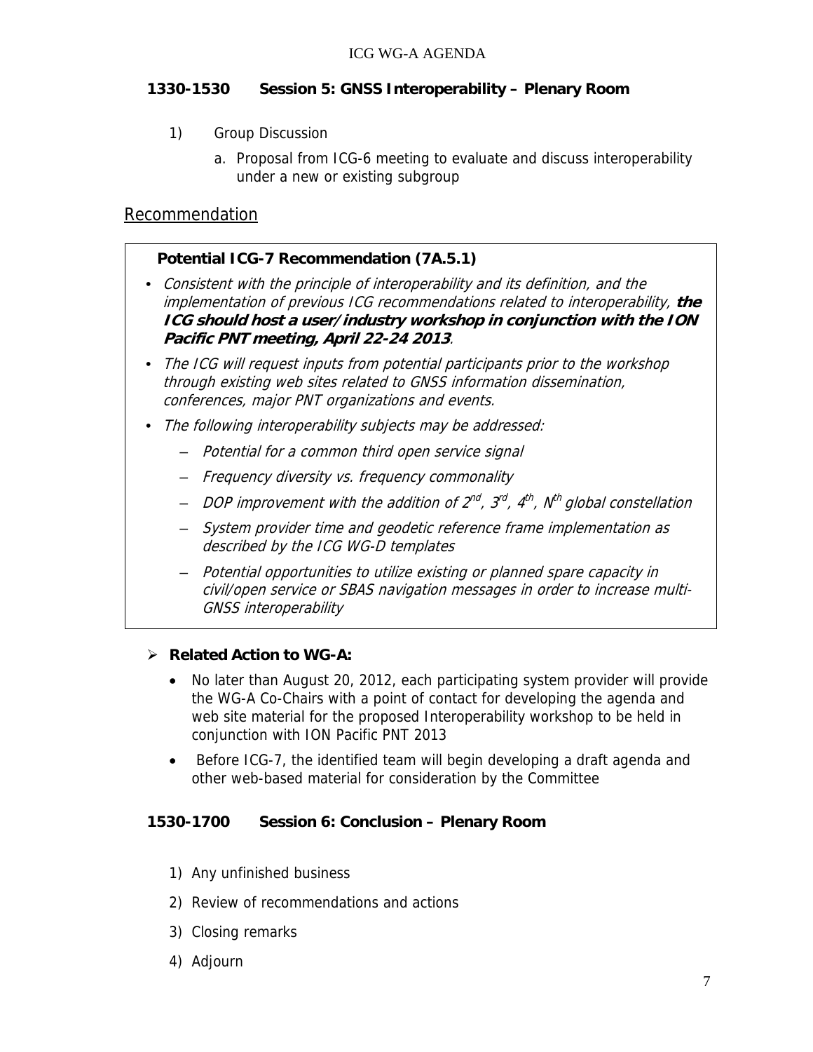**1330-1530 Session 5: GNSS Interoperability – Plenary Room**

1) Group Discussion
   a. Proposal from ICG-6 meeting to evaluate and discuss interoperability under a new or existing subgroup

## Recommendation

**Potential ICG-7 Recommendation (7A.5.1)**

- *Consistent with the principle of interoperability and its definition, and the implementation of previous ICG recommendations related to interoperability,* ***the ICG should host a user/industry workshop in conjunction with the ION Pacific PNT meeting, April 22-24 2013****.*
- *The ICG will request inputs from potential participants prior to the workshop through existing web sites related to GNSS information dissemination, conferences, major PNT organizations and events.*
- *The following interoperability subjects may be addressed:*
  - *Potential for a common third open service signal*
  - *Frequency diversity vs. frequency commonality*
  - *DOP improvement with the addition of $2^{nd}$, $3^{rd}$, $4^{th}$, $N^{th}$ global constellation*
  - *System provider time and geodetic reference frame implementation as described by the ICG WG-D templates*
  - *Potential opportunities to utilize existing or planned spare capacity in civil/open service or SBAS navigation messages in order to increase multi-GNSS interoperability*

- **Related Action to WG-A:**
  - No later than August 20, 2012, each participating system provider will provide the WG-A Co-Chairs with a point of contact for developing the agenda and web site material for the proposed Interoperability workshop to be held in conjunction with ION Pacific PNT 2013
  - Before ICG-7, the identified team will begin developing a draft agenda and other web-based material for consideration by the Committee

**1530-1700 Session 6: Conclusion – Plenary Room**

1) Any unfinished business
2) Review of recommendations and actions
3) Closing remarks
4) Adjourn